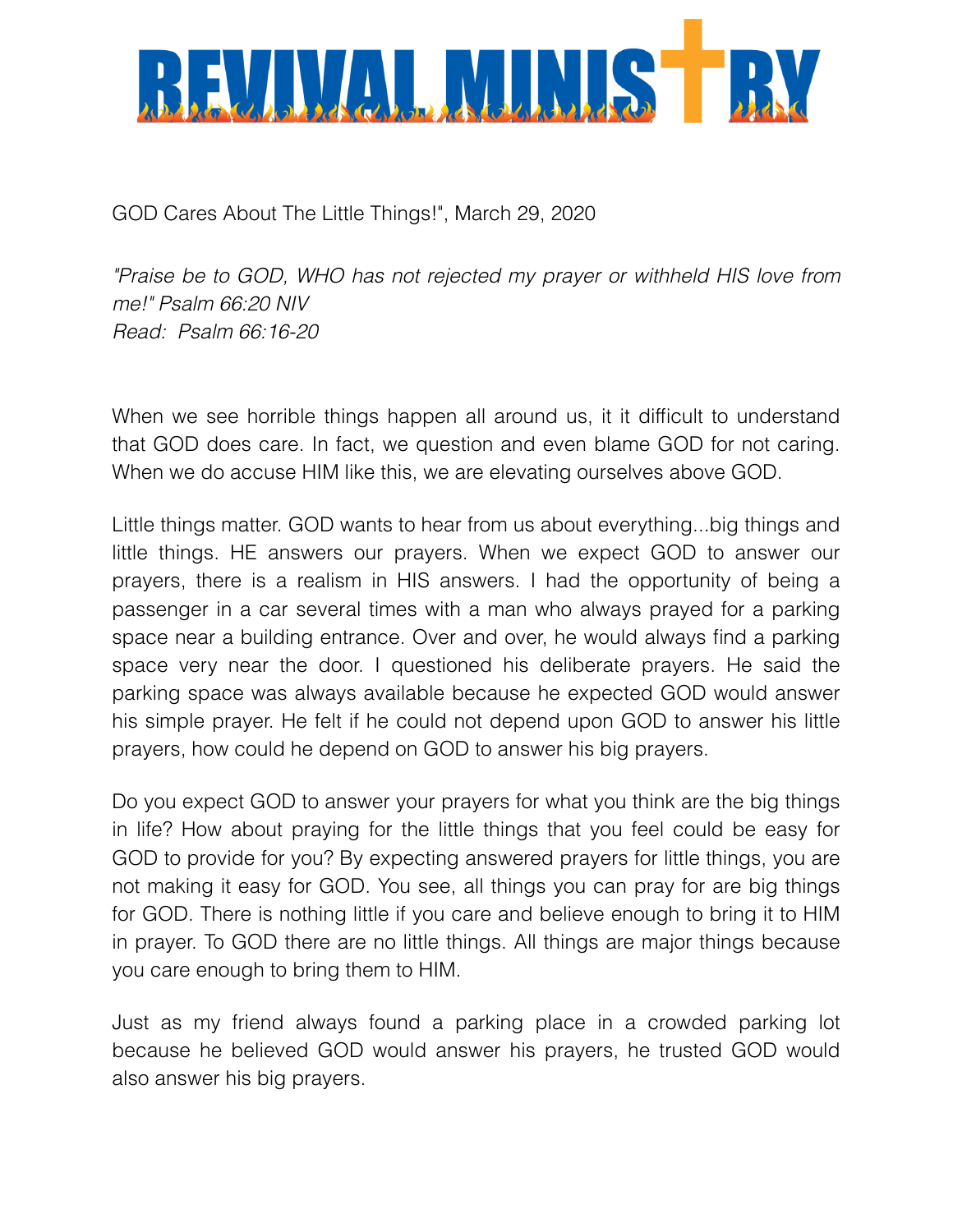# REVIVAL MINISTRY

GOD Cares About The Little Things!", March 29, 2020

*"Praise be to GOD, WHO has not rejected my prayer or withheld HIS love from me!" Psalm 66:20 NIV*
*Read: Psalm 66:16-20*

When we see horrible things happen all around us, it it difficult to understand that GOD does care. In fact, we question and even blame GOD for not caring. When we do accuse HIM like this, we are elevating ourselves above GOD.

Little things matter. GOD wants to hear from us about everything...big things and little things. HE answers our prayers. When we expect GOD to answer our prayers, there is a realism in HIS answers. I had the opportunity of being a passenger in a car several times with a man who always prayed for a parking space near a building entrance. Over and over, he would always find a parking space very near the door. I questioned his deliberate prayers. He said the parking space was always available because he expected GOD would answer his simple prayer. He felt if he could not depend upon GOD to answer his little prayers, how could he depend on GOD to answer his big prayers.

Do you expect GOD to answer your prayers for what you think are the big things in life? How about praying for the little things that you feel could be easy for GOD to provide for you? By expecting answered prayers for little things, you are not making it easy for GOD. You see, all things you can pray for are big things for GOD. There is nothing little if you care and believe enough to bring it to HIM in prayer. To GOD there are no little things. All things are major things because you care enough to bring them to HIM.

Just as my friend always found a parking place in a crowded parking lot because he believed GOD would answer his prayers, he trusted GOD would also answer his big prayers.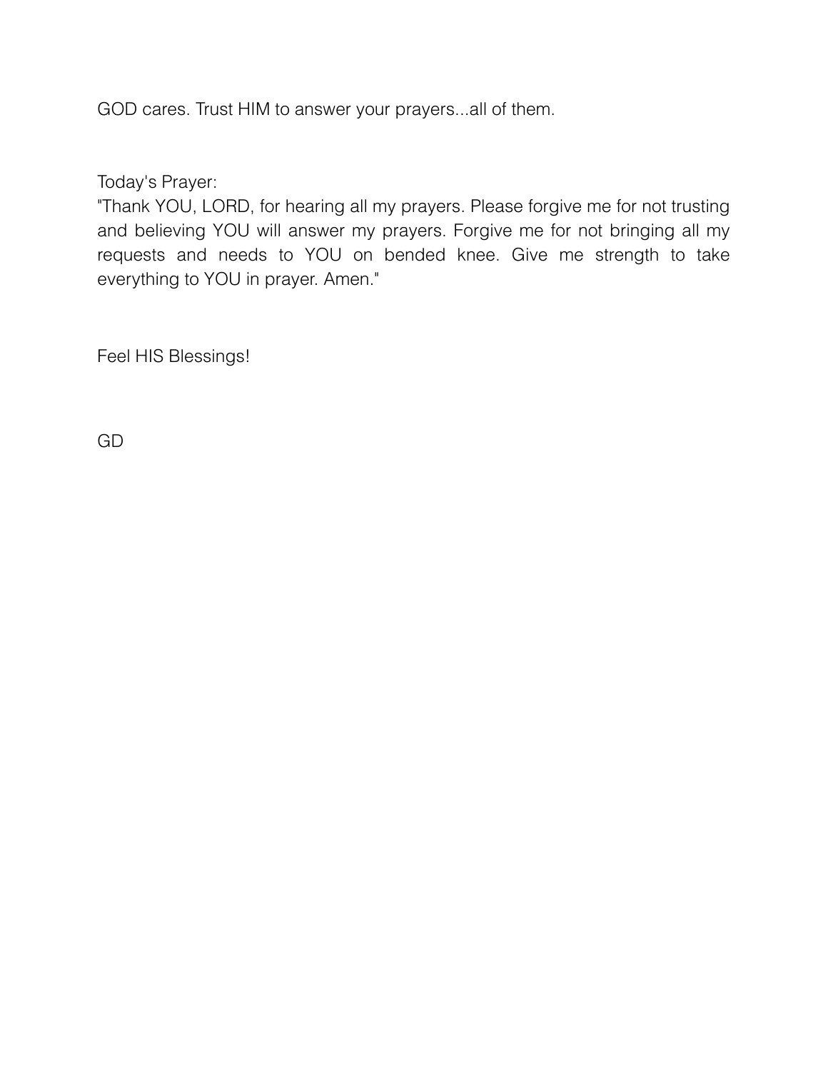GOD cares. Trust HIM to answer your prayers...all of them.

Today's Prayer:
"Thank YOU, LORD, for hearing all my prayers. Please forgive me for not trusting and believing YOU will answer my prayers. Forgive me for not bringing all my requests and needs to YOU on bended knee. Give me strength to take everything to YOU in prayer. Amen."

Feel HIS Blessings!

GD